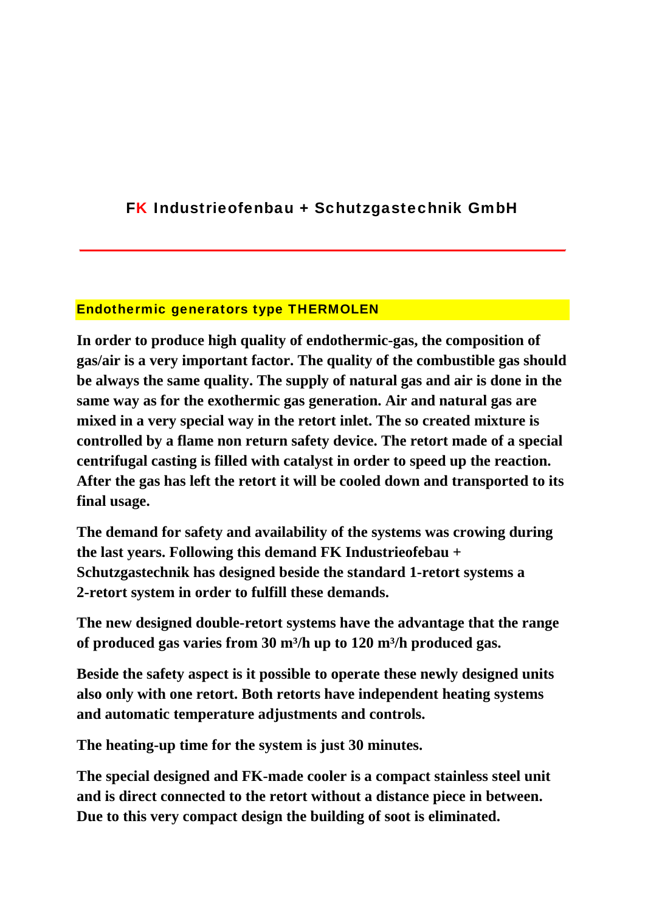# FK Industrieofenbau + Schutzgastechnik GmbH

---

## Endothermic generators type THERMOLEN

**In order to produce high quality of endothermic-gas, the composition of gas/air is a very important factor. The quality of the combustible gas should be always the same quality. The supply of natural gas and air is done in the same way as for the exothermic gas generation. Air and natural gas are mixed in a very special way in the retort inlet. The so created mixture is controlled by a flame non return safety device. The retort made of a special centrifugal casting is filled with catalyst in order to speed up the reaction. After the gas has left the retort it will be cooled down and transported to its final usage.**

**The demand for safety and availability of the systems was crowing during the last years. Following this demand FK Industrieofebau + Schutzgastechnik has designed beside the standard 1-retort systems a 2-retort system in order to fulfill these demands.**

**The new designed double-retort systems have the advantage that the range of produced gas varies from 30 m³/h up to 120 m³/h produced gas.**

**Beside the safety aspect is it possible to operate these newly designed units also only with one retort. Both retorts have independent heating systems and automatic temperature adjustments and controls.**

**The heating-up time for the system is just 30 minutes.**

**The special designed and FK-made cooler is a compact stainless steel unit and is direct connected to the retort without a distance piece in between. Due to this very compact design the building of soot is eliminated.**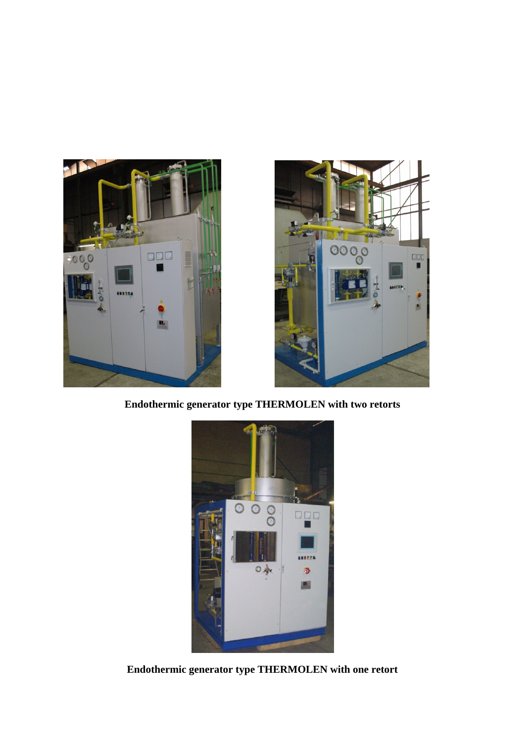**Endothermic generator type THERMOLEN with two retorts**

**Endothermic generator type THERMOLEN with one retort**